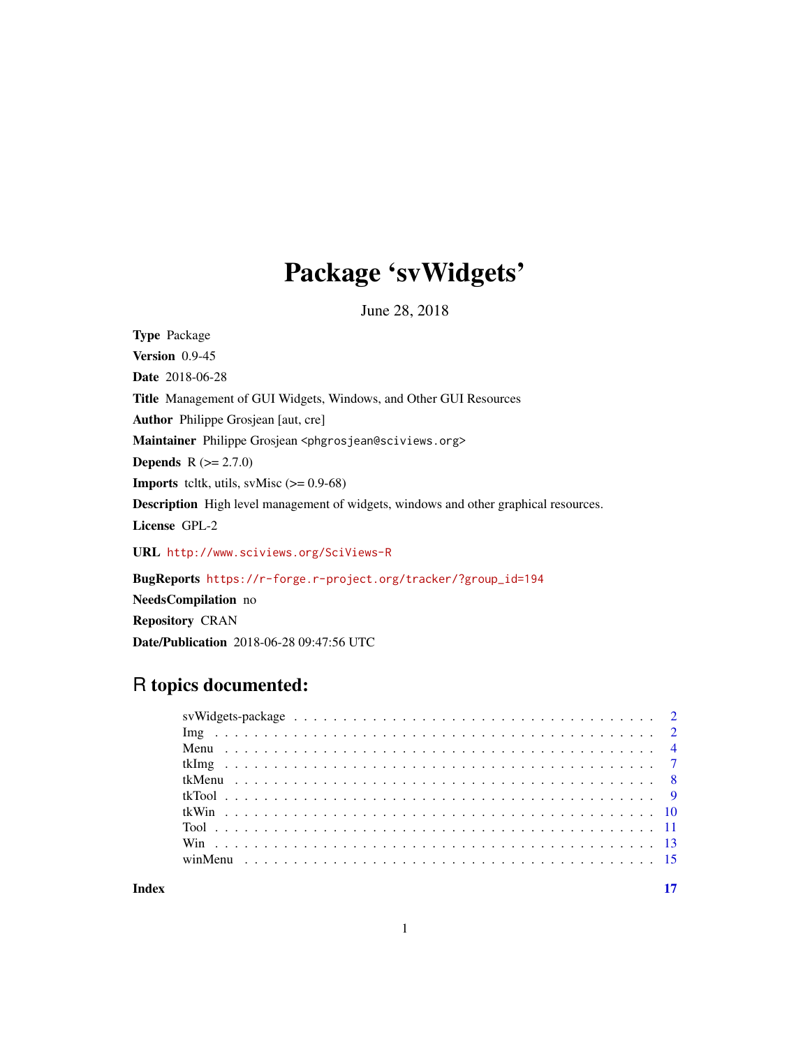# Package 'svWidgets'

June 28, 2018

**Type** Package

**Version** 0.9-45

**Date** 2018-06-28

**Title** Management of GUI Widgets, Windows, and Other GUI Resources

**Author** Philippe Grosjean [aut, cre]

**Maintainer** Philippe Grosjean <phgrosjean@sciviews.org>

**Depends** R (>= 2.7.0)

**Imports** tcltk, utils, svMisc (>= 0.9-68)

**Description** High level management of widgets, windows and other graphical resources.

**License** GPL-2

**URL** http://www.sciviews.org/SciViews-R

**BugReports** https://r-forge.r-project.org/tracker/?group_id=194

**NeedsCompilation** no

**Repository** CRAN

**Date/Publication** 2018-06-28 09:47:56 UTC

## R topics documented:

| | |
|---|---|
| svWidgets-package | 2 |
| Img | 2 |
| Menu | 4 |
| tkImg | 7 |
| tkMenu | 8 |
| tkTool | 9 |
| tkWin | 10 |
| Tool | 11 |
| Win | 13 |
| winMenu | 15 |
| **Index** | **17** |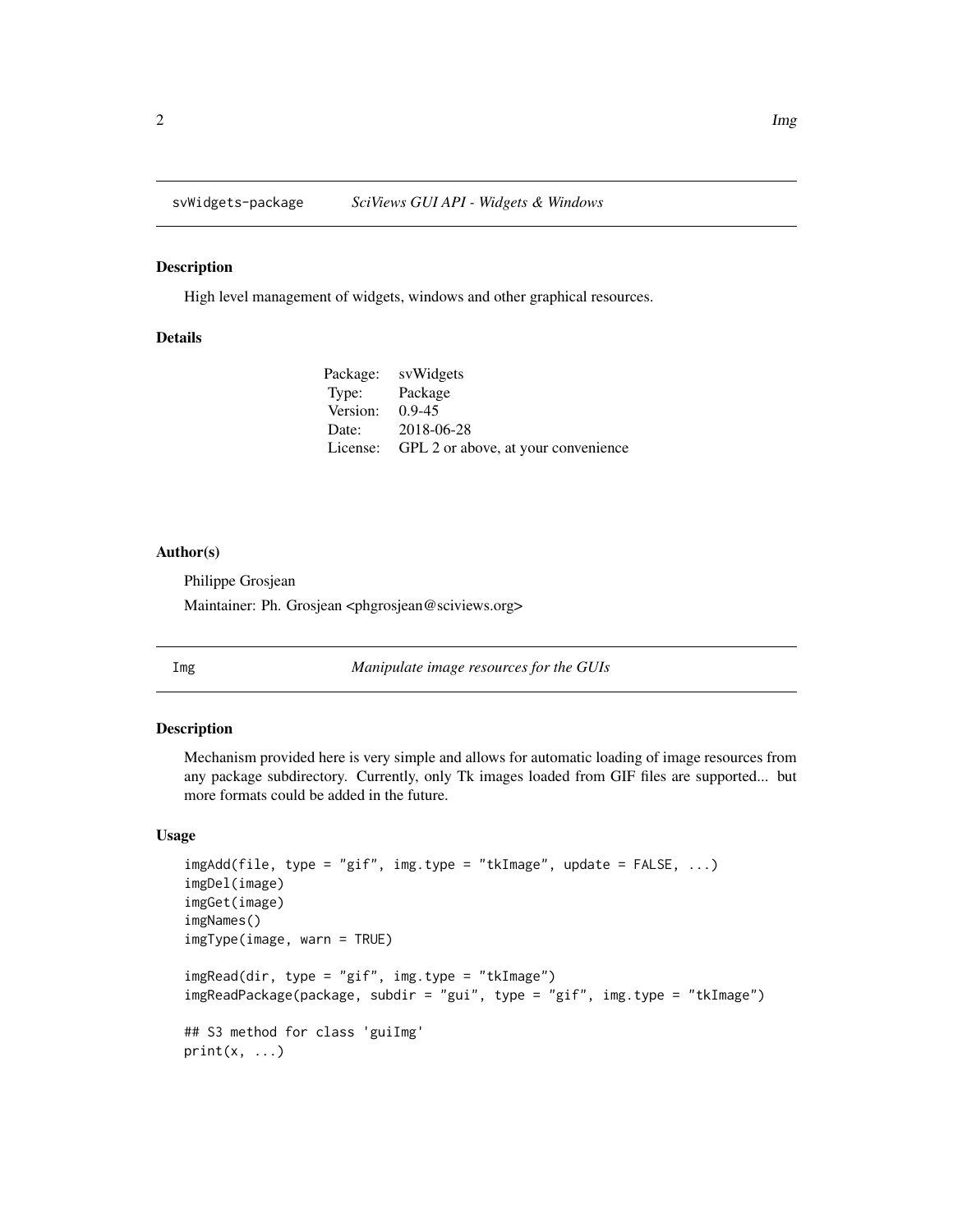## svWidgets-package *SciViews GUI API - Widgets & Windows*

### Description

High level management of widgets, windows and other graphical resources.

### Details

| | |
|---|---|
| Package: | svWidgets |
| Type: | Package |
| Version: | 0.9-45 |
| Date: | 2018-06-28 |
| License: | GPL 2 or above, at your convenience |

### Author(s)

Philippe Grosjean

Maintainer: Ph. Grosjean <phgrosjean@sciviews.org>

## Img *Manipulate image resources for the GUIs*

### Description

Mechanism provided here is very simple and allows for automatic loading of image resources from any package subdirectory. Currently, only Tk images loaded from GIF files are supported... but more formats could be added in the future.

### Usage

```
imgAdd(file, type = "gif", img.type = "tkImage", update = FALSE, ...)
imgDel(image)
imgGet(image)
imgNames()
imgType(image, warn = TRUE)

imgRead(dir, type = "gif", img.type = "tkImage")
imgReadPackage(package, subdir = "gui", type = "gif", img.type = "tkImage")

## S3 method for class 'guiImg'
print(x, ...)
```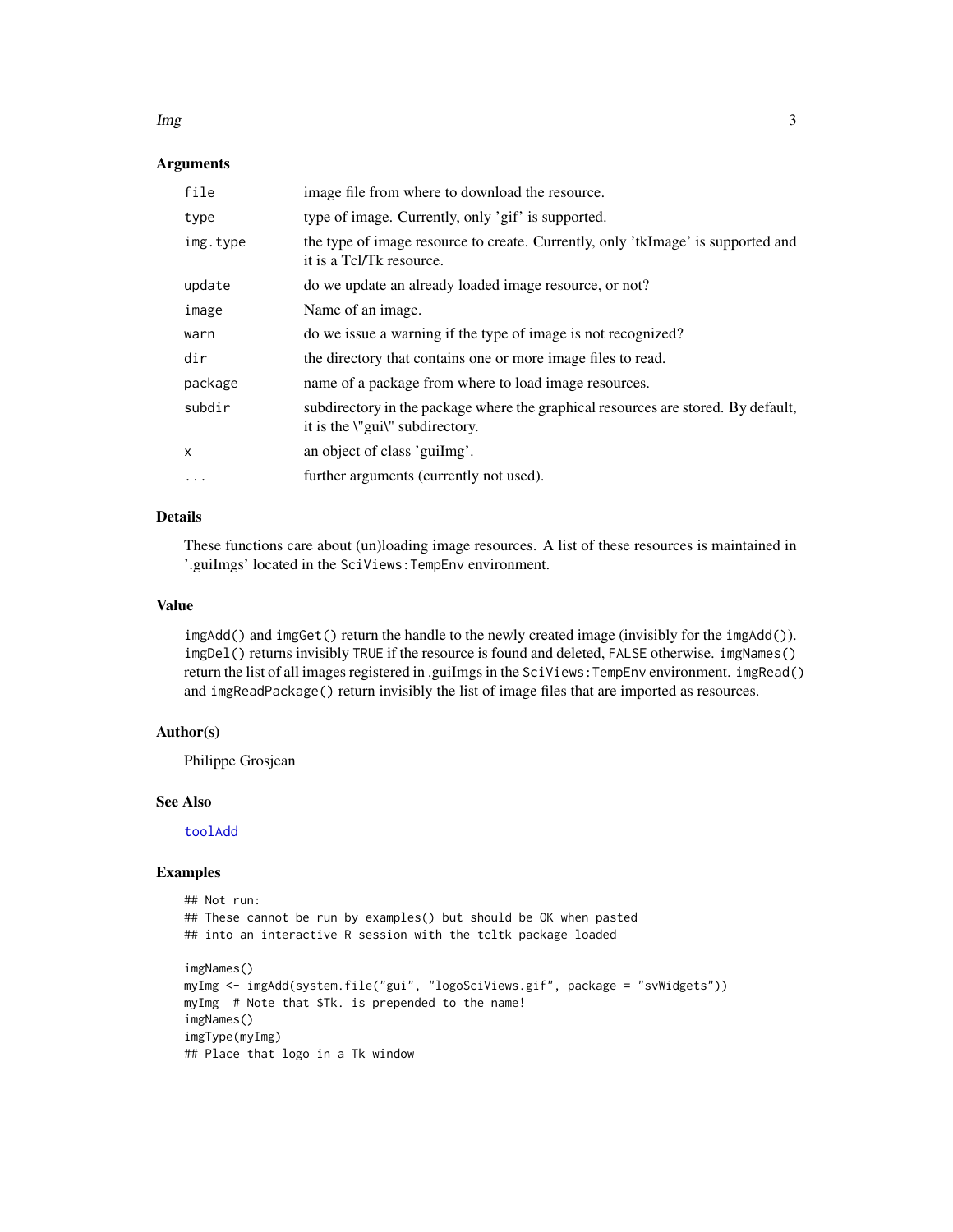### Arguments

| | |
|---|---|
| `file` | image file from where to download the resource. |
| `type` | type of image. Currently, only 'gif' is supported. |
| `img.type` | the type of image resource to create. Currently, only 'tkImage' is supported and it is a Tcl/Tk resource. |
| `update` | do we update an already loaded image resource, or not? |
| `image` | Name of an image. |
| `warn` | do we issue a warning if the type of image is not recognized? |
| `dir` | the directory that contains one or more image files to read. |
| `package` | name of a package from where to load image resources. |
| `subdir` | subdirectory in the package where the graphical resources are stored. By default, it is the \"gui\" subdirectory. |
| `x` | an object of class 'guiImg'. |
| `...` | further arguments (currently not used). |

### Details

These functions care about (un)loading image resources. A list of these resources is maintained in '.guiImgs' located in the `SciViews:TempEnv` environment.

### Value

`imgAdd()` and `imgGet()` return the handle to the newly created image (invisibly for the `imgAdd()`). `imgDel()` returns invisibly `TRUE` if the resource is found and deleted, `FALSE` otherwise. `imgNames()` return the list of all images registered in .guiImgs in the `SciViews:TempEnv` environment. `imgRead()` and `imgReadPackage()` return invisibly the list of image files that are imported as resources.

### Author(s)

Philippe Grosjean

### See Also

`toolAdd`

### Examples

```
## Not run:
## These cannot be run by examples() but should be OK when pasted
## into an interactive R session with the tcltk package loaded

imgNames()
myImg <- imgAdd(system.file("gui", "logoSciViews.gif", package = "svWidgets"))
myImg  # Note that $Tk. is prepended to the name!
imgNames()
imgType(myImg)
## Place that logo in a Tk window
```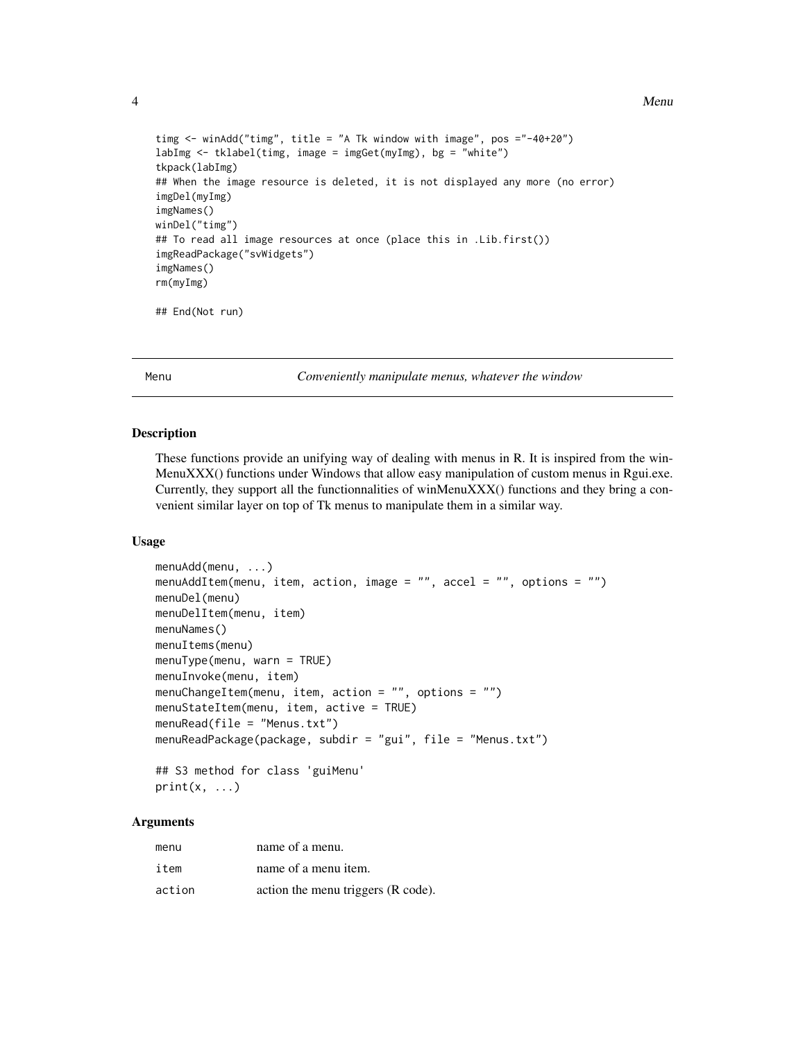```
timg <- winAdd("timg", title = "A Tk window with image", pos ="-40+20")
labImg <- tklabel(timg, image = imgGet(myImg), bg = "white")
tkpack(labImg)
## When the image resource is deleted, it is not displayed any more (no error)
imgDel(myImg)
imgNames()
winDel("timg")
## To read all image resources at once (place this in .Lib.first())
imgReadPackage("svWidgets")
imgNames()
rm(myImg)

## End(Not run)
```

---

## Menu *Conveniently manipulate menus, whatever the window*

---

### Description

These functions provide an unifying way of dealing with menus in R. It is inspired from the winMenuXXX() functions under Windows that allow easy manipulation of custom menus in Rgui.exe. Currently, they support all the functionnalities of winMenuXXX() functions and they bring a convenient similar layer on top of Tk menus to manipulate them in a similar way.

### Usage

```
menuAdd(menu, ...)
menuAddItem(menu, item, action, image = "", accel = "", options = "")
menuDel(menu)
menuDelItem(menu, item)
menuNames()
menuItems(menu)
menuType(menu, warn = TRUE)
menuInvoke(menu, item)
menuChangeItem(menu, item, action = "", options = "")
menuStateItem(menu, item, active = TRUE)
menuRead(file = "Menus.txt")
menuReadPackage(package, subdir = "gui", file = "Menus.txt")

## S3 method for class 'guiMenu'
print(x, ...)
```

### Arguments

| | |
|---|---|
| `menu` | name of a menu. |
| `item` | name of a menu item. |
| `action` | action the menu triggers (R code). |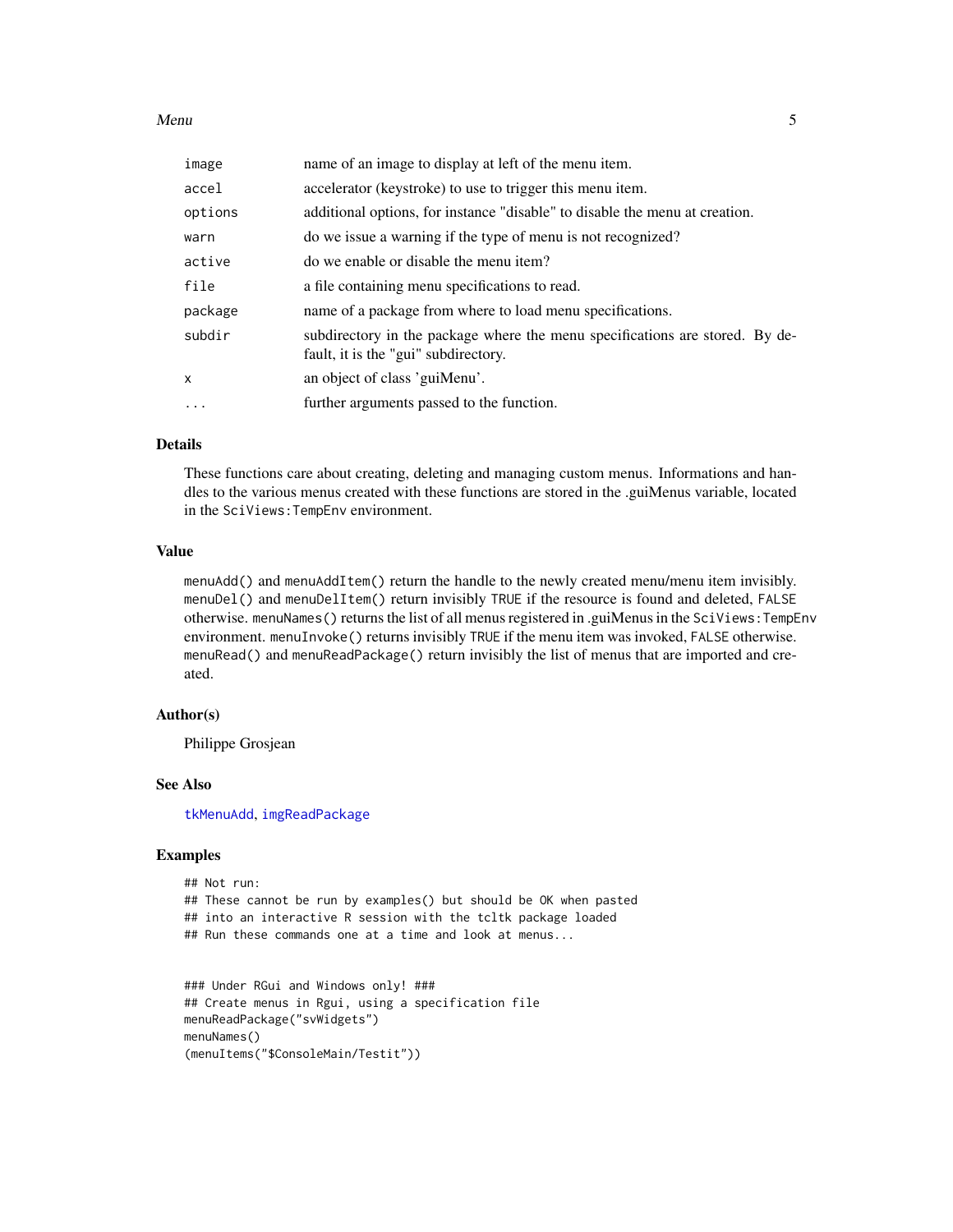| | |
|---|---|
| `image` | name of an image to display at left of the menu item. |
| `accel` | accelerator (keystroke) to use to trigger this menu item. |
| `options` | additional options, for instance "disable" to disable the menu at creation. |
| `warn` | do we issue a warning if the type of menu is not recognized? |
| `active` | do we enable or disable the menu item? |
| `file` | a file containing menu specifications to read. |
| `package` | name of a package from where to load menu specifications. |
| `subdir` | subdirectory in the package where the menu specifications are stored. By default, it is the "gui" subdirectory. |
| `x` | an object of class 'guiMenu'. |
| `...` | further arguments passed to the function. |

## Details

These functions care about creating, deleting and managing custom menus. Informations and handles to the various menus created with these functions are stored in the .guiMenus variable, located in the `SciViews:TempEnv` environment.

## Value

`menuAdd()` and `menuAddItem()` return the handle to the newly created menu/menu item invisibly. `menuDel()` and `menuDelItem()` return invisibly `TRUE` if the resource is found and deleted, `FALSE` otherwise. `menuNames()` returns the list of all menus registered in .guiMenus in the `SciViews:TempEnv` environment. `menuInvoke()` returns invisibly `TRUE` if the menu item was invoked, `FALSE` otherwise. `menuRead()` and `menuReadPackage()` return invisibly the list of menus that are imported and created.

## Author(s)

Philippe Grosjean

## See Also

`tkMenuAdd`, `imgReadPackage`

## Examples

```
## Not run:
## These cannot be run by examples() but should be OK when pasted
## into an interactive R session with the tcltk package loaded
## Run these commands one at a time and look at menus...


### Under RGui and Windows only! ###
## Create menus in Rgui, using a specification file
menuReadPackage("svWidgets")
menuNames()
(menuItems("$ConsoleMain/Testit"))
```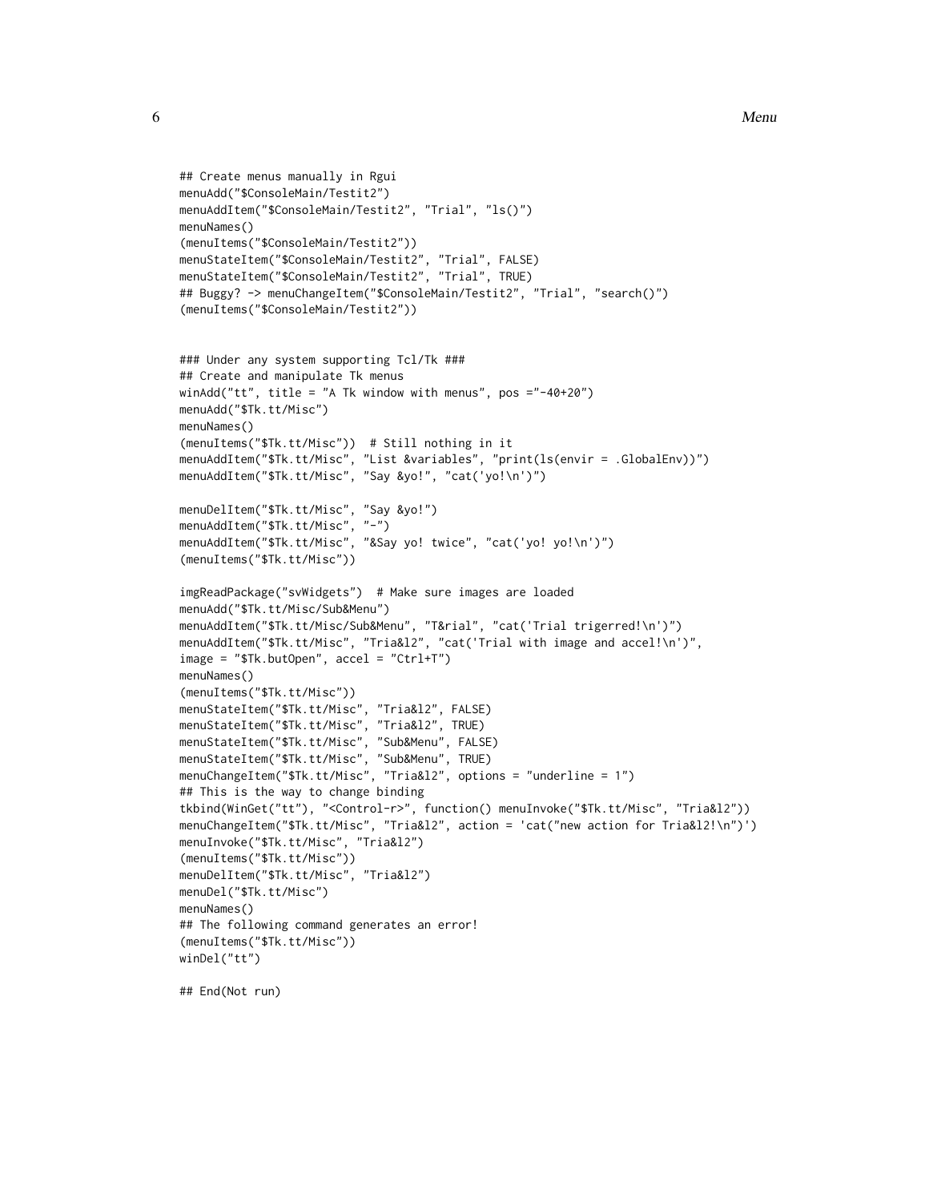```
## Create menus manually in Rgui
menuAdd("$ConsoleMain/Testit2")
menuAddItem("$ConsoleMain/Testit2", "Trial", "ls()")
menuNames()
(menuItems("$ConsoleMain/Testit2"))
menuStateItem("$ConsoleMain/Testit2", "Trial", FALSE)
menuStateItem("$ConsoleMain/Testit2", "Trial", TRUE)
## Buggy? -> menuChangeItem("$ConsoleMain/Testit2", "Trial", "search()")
(menuItems("$ConsoleMain/Testit2"))


### Under any system supporting Tcl/Tk ###
## Create and manipulate Tk menus
winAdd("tt", title = "A Tk window with menus", pos ="-40+20")
menuAdd("$Tk.tt/Misc")
menuNames()
(menuItems("$Tk.tt/Misc"))  # Still nothing in it
menuAddItem("$Tk.tt/Misc", "List &variables", "print(ls(envir = .GlobalEnv))")
menuAddItem("$Tk.tt/Misc", "Say &yo!", "cat('yo!\n')")

menuDelItem("$Tk.tt/Misc", "Say &yo!")
menuAddItem("$Tk.tt/Misc", "-")
menuAddItem("$Tk.tt/Misc", "&Say yo! twice", "cat('yo! yo!\n')")
(menuItems("$Tk.tt/Misc"))

imgReadPackage("svWidgets")  # Make sure images are loaded
menuAdd("$Tk.tt/Misc/Sub&Menu")
menuAddItem("$Tk.tt/Misc/Sub&Menu", "T&rial", "cat('Trial trigerred!\n')")
menuAddItem("$Tk.tt/Misc", "Tria&l2", "cat('Trial with image and accel!\n')",
image = "$Tk.butOpen", accel = "Ctrl+T")
menuNames()
(menuItems("$Tk.tt/Misc"))
menuStateItem("$Tk.tt/Misc", "Tria&l2", FALSE)
menuStateItem("$Tk.tt/Misc", "Tria&l2", TRUE)
menuStateItem("$Tk.tt/Misc", "Sub&Menu", FALSE)
menuStateItem("$Tk.tt/Misc", "Sub&Menu", TRUE)
menuChangeItem("$Tk.tt/Misc", "Tria&l2", options = "underline = 1")
## This is the way to change binding
tkbind(WinGet("tt"), "<Control-r>", function() menuInvoke("$Tk.tt/Misc", "Tria&l2"))
menuChangeItem("$Tk.tt/Misc", "Tria&l2", action = 'cat("new action for Tria&l2!\n")')
menuInvoke("$Tk.tt/Misc", "Tria&l2")
(menuItems("$Tk.tt/Misc"))
menuDelItem("$Tk.tt/Misc", "Tria&l2")
menuDel("$Tk.tt/Misc")
menuNames()
## The following command generates an error!
(menuItems("$Tk.tt/Misc"))
winDel("tt")

## End(Not run)
```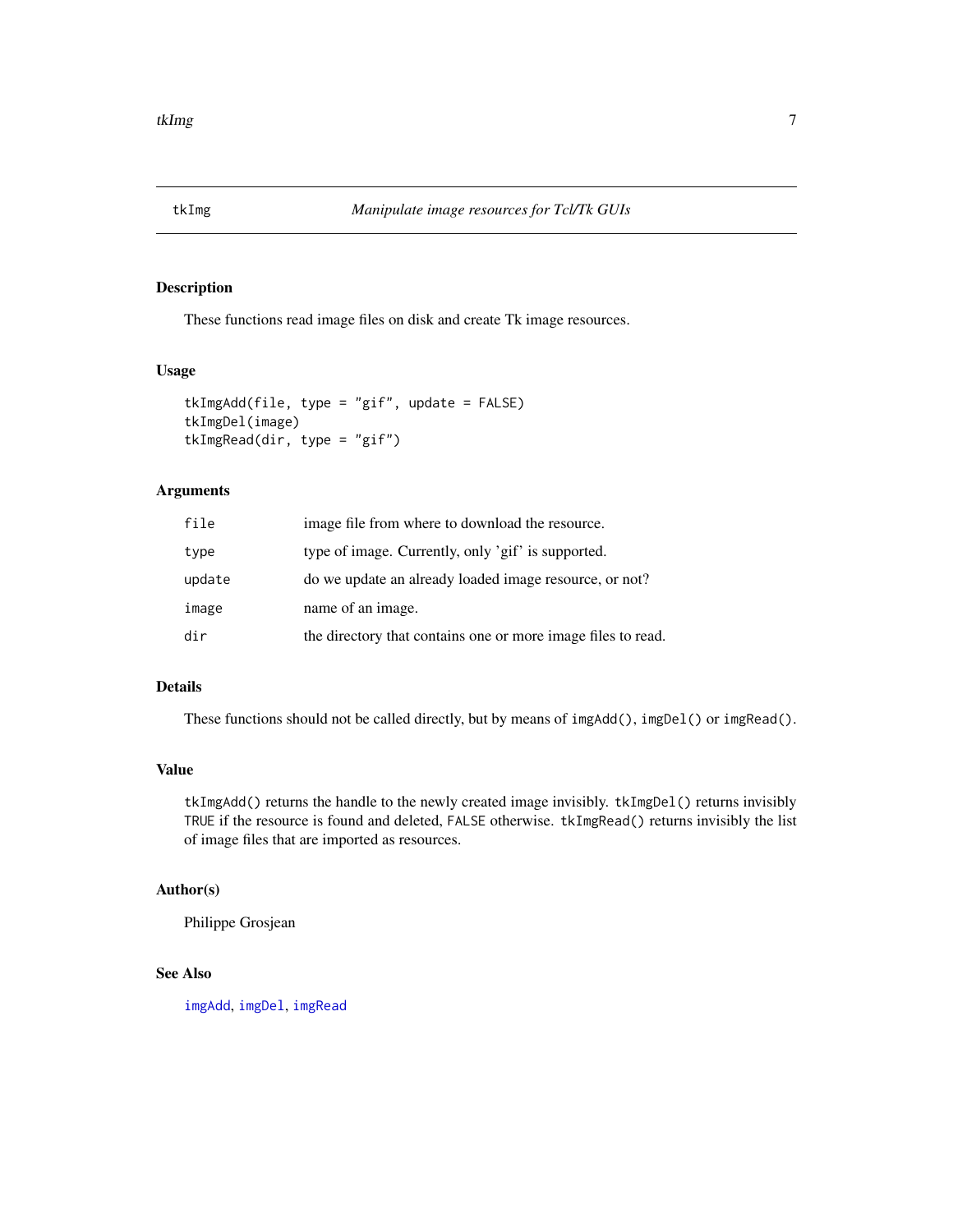# tkImg — *Manipulate image resources for Tcl/Tk GUIs*

## Description

These functions read image files on disk and create Tk image resources.

## Usage

```
tkImgAdd(file, type = "gif", update = FALSE)
tkImgDel(image)
tkImgRead(dir, type = "gif")
```

## Arguments

| | |
|---|---|
| `file` | image file from where to download the resource. |
| `type` | type of image. Currently, only 'gif' is supported. |
| `update` | do we update an already loaded image resource, or not? |
| `image` | name of an image. |
| `dir` | the directory that contains one or more image files to read. |

## Details

These functions should not be called directly, but by means of `imgAdd()`, `imgDel()` or `imgRead()`.

## Value

`tkImgAdd()` returns the handle to the newly created image invisibly. `tkImgDel()` returns invisibly `TRUE` if the resource is found and deleted, `FALSE` otherwise. `tkImgRead()` returns invisibly the list of image files that are imported as resources.

## Author(s)

Philippe Grosjean

## See Also

`imgAdd`, `imgDel`, `imgRead`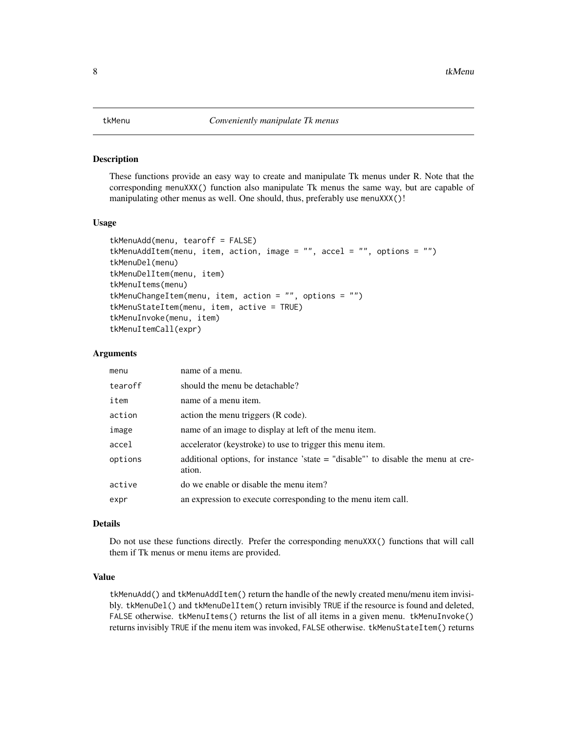tkMenu — *Conveniently manipulate Tk menus*

## Description

These functions provide an easy way to create and manipulate Tk menus under R. Note that the corresponding `menuXXX()` function also manipulate Tk menus the same way, but are capable of manipulating other menus as well. One should, thus, preferably use `menuXXX()`!

## Usage

```
tkMenuAdd(menu, tearoff = FALSE)
tkMenuAddItem(menu, item, action, image = "", accel = "", options = "")
tkMenuDel(menu)
tkMenuDelItem(menu, item)
tkMenuItems(menu)
tkMenuChangeItem(menu, item, action = "", options = "")
tkMenuStateItem(menu, item, active = TRUE)
tkMenuInvoke(menu, item)
tkMenuItemCall(expr)
```

## Arguments

| | |
|---|---|
| `menu` | name of a menu. |
| `tearoff` | should the menu be detachable? |
| `item` | name of a menu item. |
| `action` | action the menu triggers (R code). |
| `image` | name of an image to display at left of the menu item. |
| `accel` | accelerator (keystroke) to use to trigger this menu item. |
| `options` | additional options, for instance 'state = "disable"' to disable the menu at creation. |
| `active` | do we enable or disable the menu item? |
| `expr` | an expression to execute corresponding to the menu item call. |

## Details

Do not use these functions directly. Prefer the corresponding `menuXXX()` functions that will call them if Tk menus or menu items are provided.

## Value

`tkMenuAdd()` and `tkMenuAddItem()` return the handle of the newly created menu/menu item invisibly. `tkMenuDel()` and `tkMenuDelItem()` return invisibly `TRUE` if the resource is found and deleted, `FALSE` otherwise. `tkMenuItems()` returns the list of all items in a given menu. `tkMenuInvoke()` returns invisibly `TRUE` if the menu item was invoked, `FALSE` otherwise. `tkMenuStateItem()` returns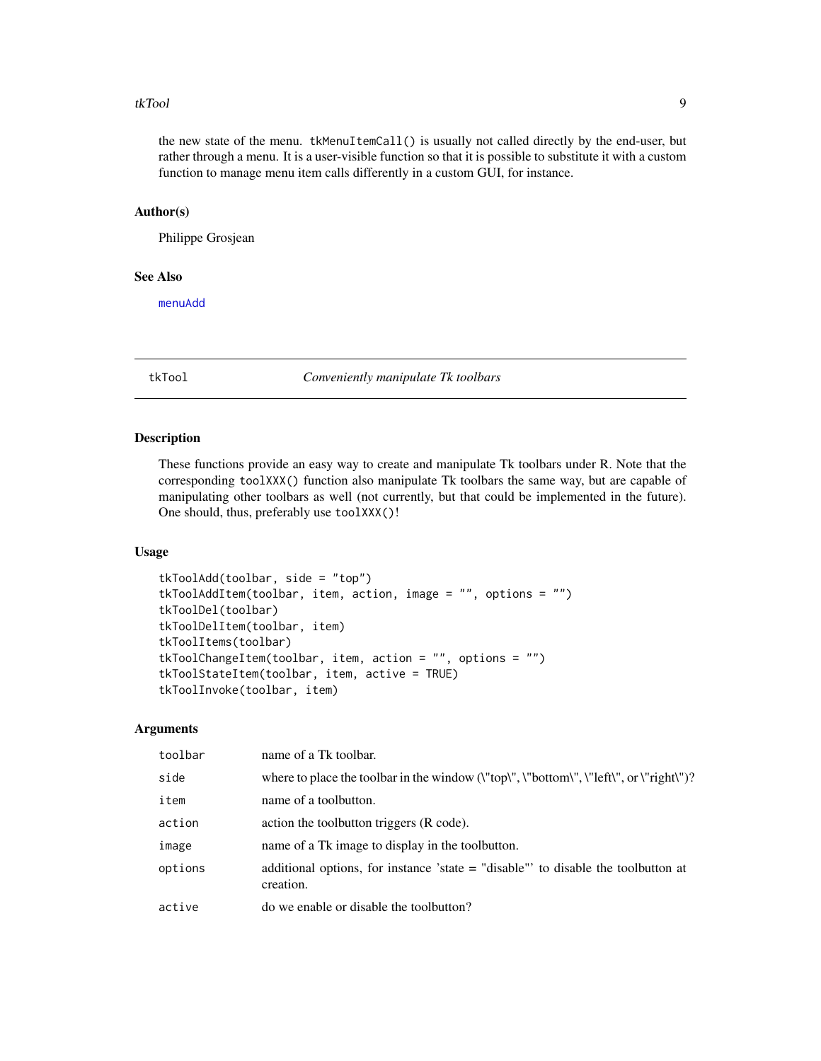the new state of the menu. tkMenuItemCall() is usually not called directly by the end-user, but rather through a menu. It is a user-visible function so that it is possible to substitute it with a custom function to manage menu item calls differently in a custom GUI, for instance.

### Author(s)

Philippe Grosjean

### See Also

menuAdd

---

## tkTool — *Conveniently manipulate Tk toolbars*

---

### Description

These functions provide an easy way to create and manipulate Tk toolbars under R. Note that the corresponding toolXXX() function also manipulate Tk toolbars the same way, but are capable of manipulating other toolbars as well (not currently, but that could be implemented in the future). One should, thus, preferably use toolXXX()!

### Usage

```
tkToolAdd(toolbar, side = "top")
tkToolAddItem(toolbar, item, action, image = "", options = "")
tkToolDel(toolbar)
tkToolDelItem(toolbar, item)
tkToolItems(toolbar)
tkToolChangeItem(toolbar, item, action = "", options = "")
tkToolStateItem(toolbar, item, active = TRUE)
tkToolInvoke(toolbar, item)
```

### Arguments

| | |
|---|---|
| toolbar | name of a Tk toolbar. |
| side | where to place the toolbar in the window (\"top\", \"bottom\", \"left\", or \"right\")? |
| item | name of a toolbutton. |
| action | action the toolbutton triggers (R code). |
| image | name of a Tk image to display in the toolbutton. |
| options | additional options, for instance 'state = "disable"' to disable the toolbutton at creation. |
| active | do we enable or disable the toolbutton? |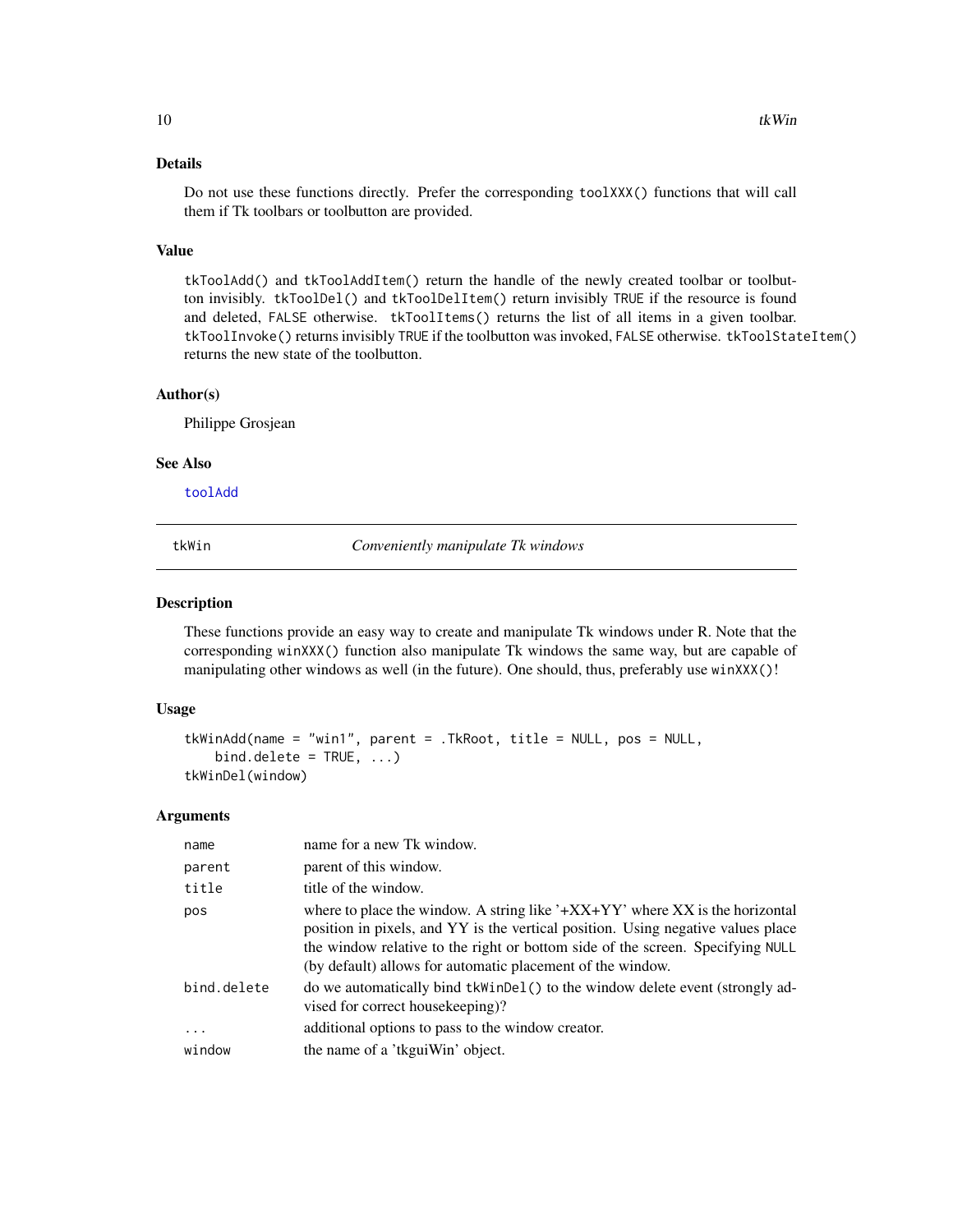### Details

Do not use these functions directly. Prefer the corresponding `toolXXX()` functions that will call them if Tk toolbars or toolbutton are provided.

### Value

`tkToolAdd()` and `tkToolAddItem()` return the handle of the newly created toolbar or toolbutton invisibly. `tkToolDel()` and `tkToolDelItem()` return invisibly `TRUE` if the resource is found and deleted, `FALSE` otherwise. `tkToolItems()` returns the list of all items in a given toolbar. `tkToolInvoke()` returns invisibly `TRUE` if the toolbutton was invoked, `FALSE` otherwise. `tkToolStateItem()` returns the new state of the toolbutton.

### Author(s)

Philippe Grosjean

### See Also

`toolAdd`

---

## tkWin — *Conveniently manipulate Tk windows*

### Description

These functions provide an easy way to create and manipulate Tk windows under R. Note that the corresponding `winXXX()` function also manipulate Tk windows the same way, but are capable of manipulating other windows as well (in the future). One should, thus, preferably use `winXXX()`!

### Usage

```
tkWinAdd(name = "win1", parent = .TkRoot, title = NULL, pos = NULL,
    bind.delete = TRUE, ...)
tkWinDel(window)
```

### Arguments

| | |
|---|---|
| `name` | name for a new Tk window. |
| `parent` | parent of this window. |
| `title` | title of the window. |
| `pos` | where to place the window. A string like '+XX+YY' where XX is the horizontal position in pixels, and YY is the vertical position. Using negative values place the window relative to the right or bottom side of the screen. Specifying `NULL` (by default) allows for automatic placement of the window. |
| `bind.delete` | do we automatically bind `tkWinDel()` to the window delete event (strongly advised for correct housekeeping)? |
| `...` | additional options to pass to the window creator. |
| `window` | the name of a 'tkguiWin' object. |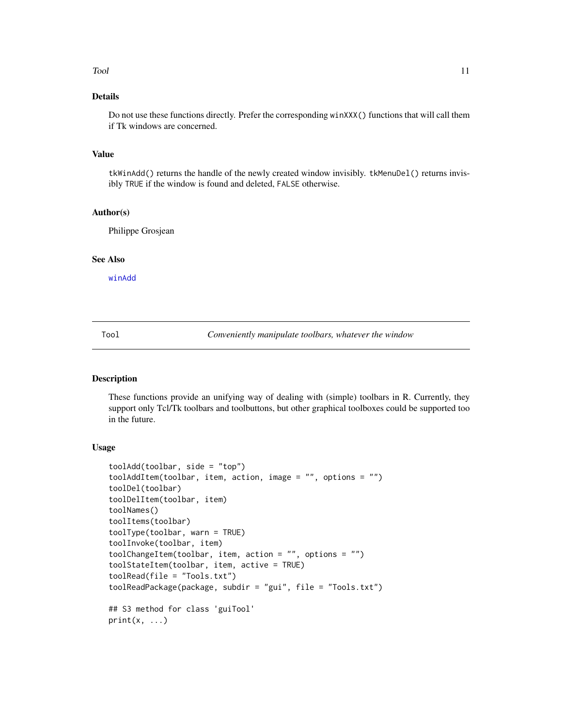### Details

Do not use these functions directly. Prefer the corresponding `winXXX()` functions that will call them if Tk windows are concerned.

### Value

`tkWinAdd()` returns the handle of the newly created window invisibly. `tkMenuDel()` returns invisibly `TRUE` if the window is found and deleted, `FALSE` otherwise.

### Author(s)

Philippe Grosjean

### See Also

`winAdd`

---

## Tool — *Conveniently manipulate toolbars, whatever the window*

---

### Description

These functions provide an unifying way of dealing with (simple) toolbars in R. Currently, they support only Tcl/Tk toolbars and toolbuttons, but other graphical toolboxes could be supported too in the future.

### Usage

```
toolAdd(toolbar, side = "top")
toolAddItem(toolbar, item, action, image = "", options = "")
toolDel(toolbar)
toolDelItem(toolbar, item)
toolNames()
toolItems(toolbar)
toolType(toolbar, warn = TRUE)
toolInvoke(toolbar, item)
toolChangeItem(toolbar, item, action = "", options = "")
toolStateItem(toolbar, item, active = TRUE)
toolRead(file = "Tools.txt")
toolReadPackage(package, subdir = "gui", file = "Tools.txt")

## S3 method for class 'guiTool'
print(x, ...)
```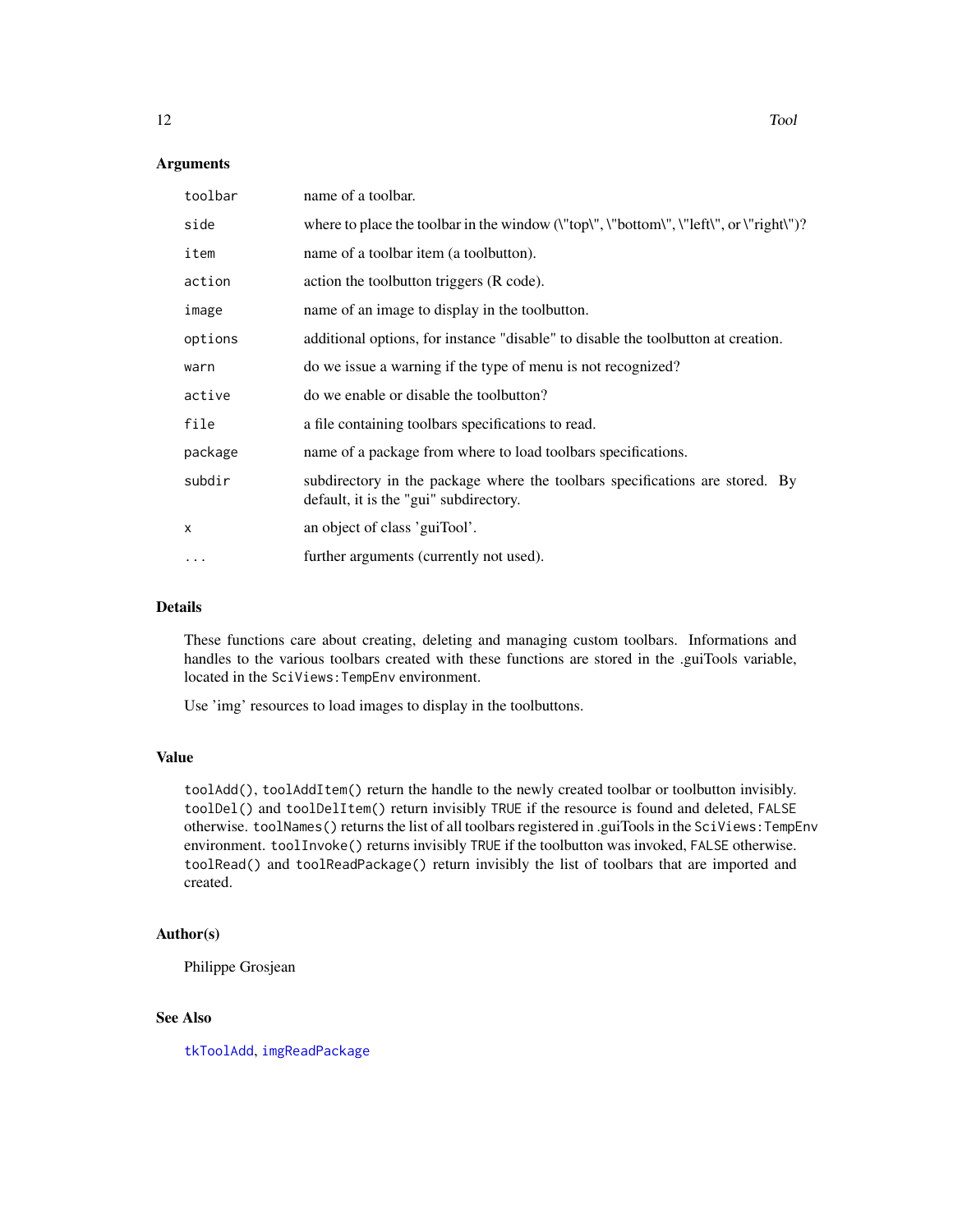## Arguments

| | |
|---|---|
| `toolbar` | name of a toolbar. |
| `side` | where to place the toolbar in the window (\"top\", \"bottom\", \"left\", or \"right\")? |
| `item` | name of a toolbar item (a toolbutton). |
| `action` | action the toolbutton triggers (R code). |
| `image` | name of an image to display in the toolbutton. |
| `options` | additional options, for instance "disable" to disable the toolbutton at creation. |
| `warn` | do we issue a warning if the type of menu is not recognized? |
| `active` | do we enable or disable the toolbutton? |
| `file` | a file containing toolbars specifications to read. |
| `package` | name of a package from where to load toolbars specifications. |
| `subdir` | subdirectory in the package where the toolbars specifications are stored. By default, it is the "gui" subdirectory. |
| `x` | an object of class 'guiTool'. |
| `...` | further arguments (currently not used). |

## Details

These functions care about creating, deleting and managing custom toolbars. Informations and handles to the various toolbars created with these functions are stored in the .guiTools variable, located in the `SciViews:TempEnv` environment.

Use 'img' resources to load images to display in the toolbuttons.

## Value

`toolAdd()`, `toolAddItem()` return the handle to the newly created toolbar or toolbutton invisibly. `toolDel()` and `toolDelItem()` return invisibly `TRUE` if the resource is found and deleted, `FALSE` otherwise. `toolNames()` returns the list of all toolbars registered in .guiTools in the `SciViews:TempEnv` environment. `toolInvoke()` returns invisibly `TRUE` if the toolbutton was invoked, `FALSE` otherwise. `toolRead()` and `toolReadPackage()` return invisibly the list of toolbars that are imported and created.

## Author(s)

Philippe Grosjean

## See Also

`tkToolAdd`, `imgReadPackage`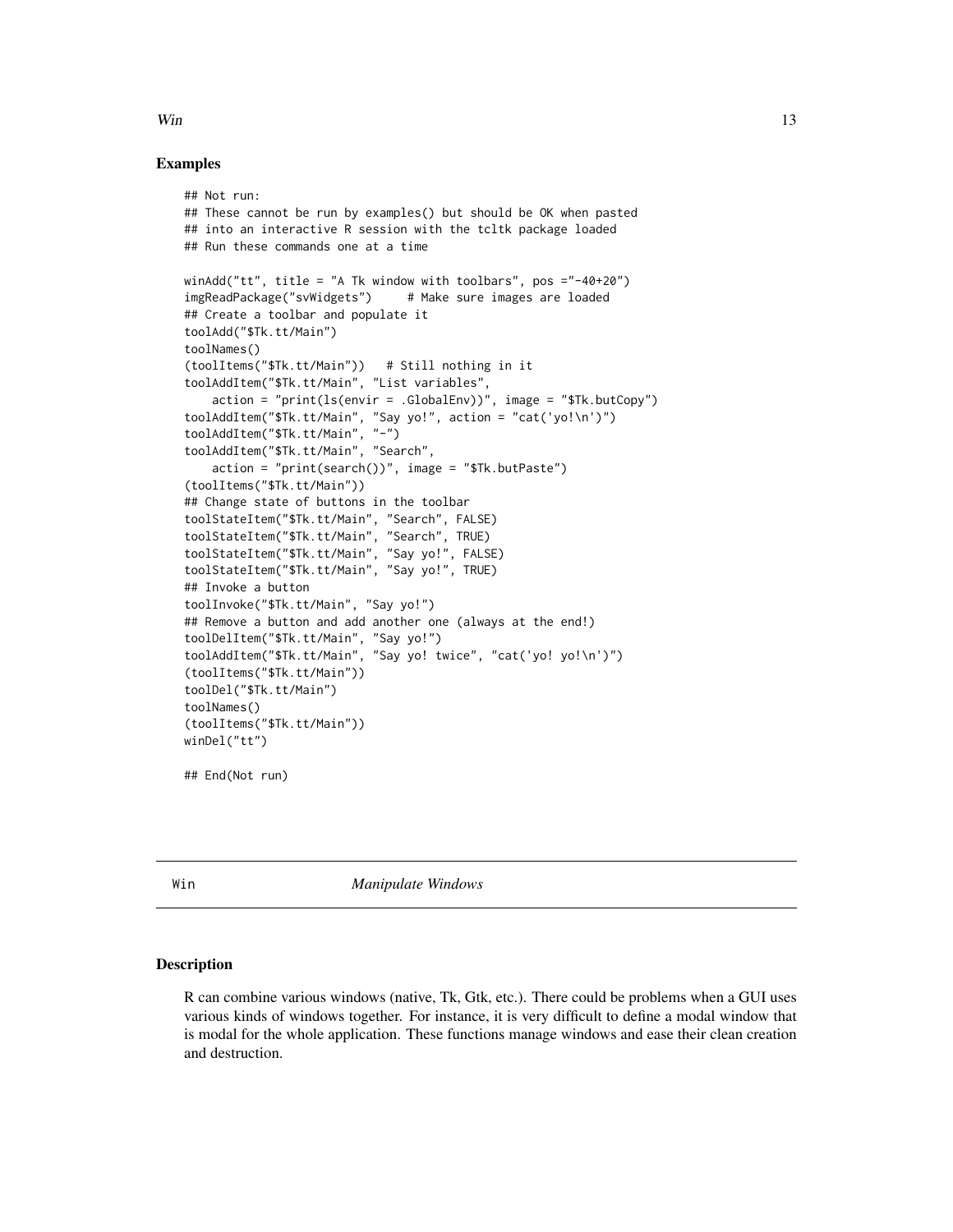### Examples

```
## Not run:
## These cannot be run by examples() but should be OK when pasted
## into an interactive R session with the tcltk package loaded
## Run these commands one at a time

winAdd("tt", title = "A Tk window with toolbars", pos ="-40+20")
imgReadPackage("svWidgets")     # Make sure images are loaded
## Create a toolbar and populate it
toolAdd("$Tk.tt/Main")
toolNames()
(toolItems("$Tk.tt/Main"))   # Still nothing in it
toolAddItem("$Tk.tt/Main", "List variables",
    action = "print(ls(envir = .GlobalEnv))", image = "$Tk.butCopy")
toolAddItem("$Tk.tt/Main", "Say yo!", action = "cat('yo!\n')")
toolAddItem("$Tk.tt/Main", "-")
toolAddItem("$Tk.tt/Main", "Search",
    action = "print(search())", image = "$Tk.butPaste")
(toolItems("$Tk.tt/Main"))
## Change state of buttons in the toolbar
toolStateItem("$Tk.tt/Main", "Search", FALSE)
toolStateItem("$Tk.tt/Main", "Search", TRUE)
toolStateItem("$Tk.tt/Main", "Say yo!", FALSE)
toolStateItem("$Tk.tt/Main", "Say yo!", TRUE)
## Invoke a button
toolInvoke("$Tk.tt/Main", "Say yo!")
## Remove a button and add another one (always at the end!)
toolDelItem("$Tk.tt/Main", "Say yo!")
toolAddItem("$Tk.tt/Main", "Say yo! twice", "cat('yo! yo!\n')")
(toolItems("$Tk.tt/Main"))
toolDel("$Tk.tt/Main")
toolNames()
(toolItems("$Tk.tt/Main"))
winDel("tt")

## End(Not run)
```

---

## Win — *Manipulate Windows*

---

### Description

R can combine various windows (native, Tk, Gtk, etc.). There could be problems when a GUI uses various kinds of windows together. For instance, it is very difficult to define a modal window that is modal for the whole application. These functions manage windows and ease their clean creation and destruction.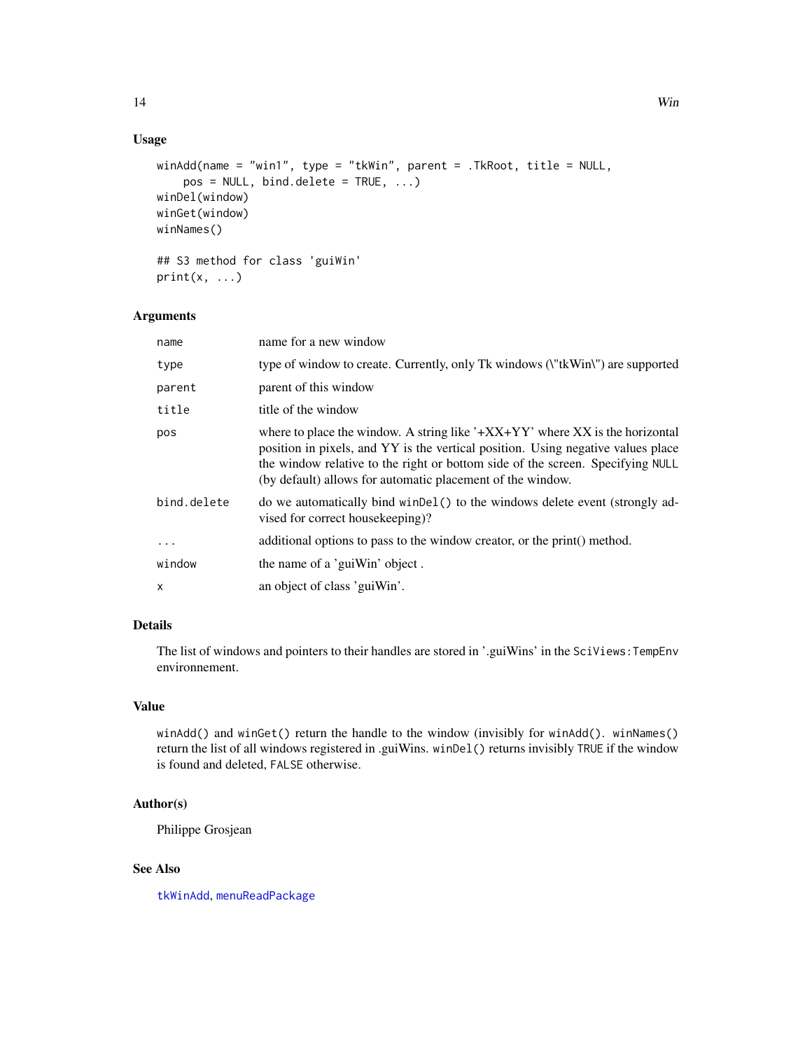## Usage

```
winAdd(name = "win1", type = "tkWin", parent = .TkRoot, title = NULL,
    pos = NULL, bind.delete = TRUE, ...)
winDel(window)
winGet(window)
winNames()

## S3 method for class 'guiWin'
print(x, ...)
```

## Arguments

| | |
|---|---|
| `name` | name for a new window |
| `type` | type of window to create. Currently, only Tk windows (\"tkWin\") are supported |
| `parent` | parent of this window |
| `title` | title of the window |
| `pos` | where to place the window. A string like '+XX+YY' where XX is the horizontal position in pixels, and YY is the vertical position. Using negative values place the window relative to the right or bottom side of the screen. Specifying `NULL` (by default) allows for automatic placement of the window. |
| `bind.delete` | do we automatically bind `winDel()` to the windows delete event (strongly advised for correct housekeeping)? |
| `...` | additional options to pass to the window creator, or the print() method. |
| `window` | the name of a 'guiWin' object . |
| `x` | an object of class 'guiWin'. |

## Details

The list of windows and pointers to their handles are stored in '.guiWins' in the `SciViews:TempEnv` environnement.

## Value

`winAdd()` and `winGet()` return the handle to the window (invisibly for `winAdd()`. `winNames()` return the list of all windows registered in .guiWins. `winDel()` returns invisibly `TRUE` if the window is found and deleted, `FALSE` otherwise.

## Author(s)

Philippe Grosjean

## See Also

`tkWinAdd`, `menuReadPackage`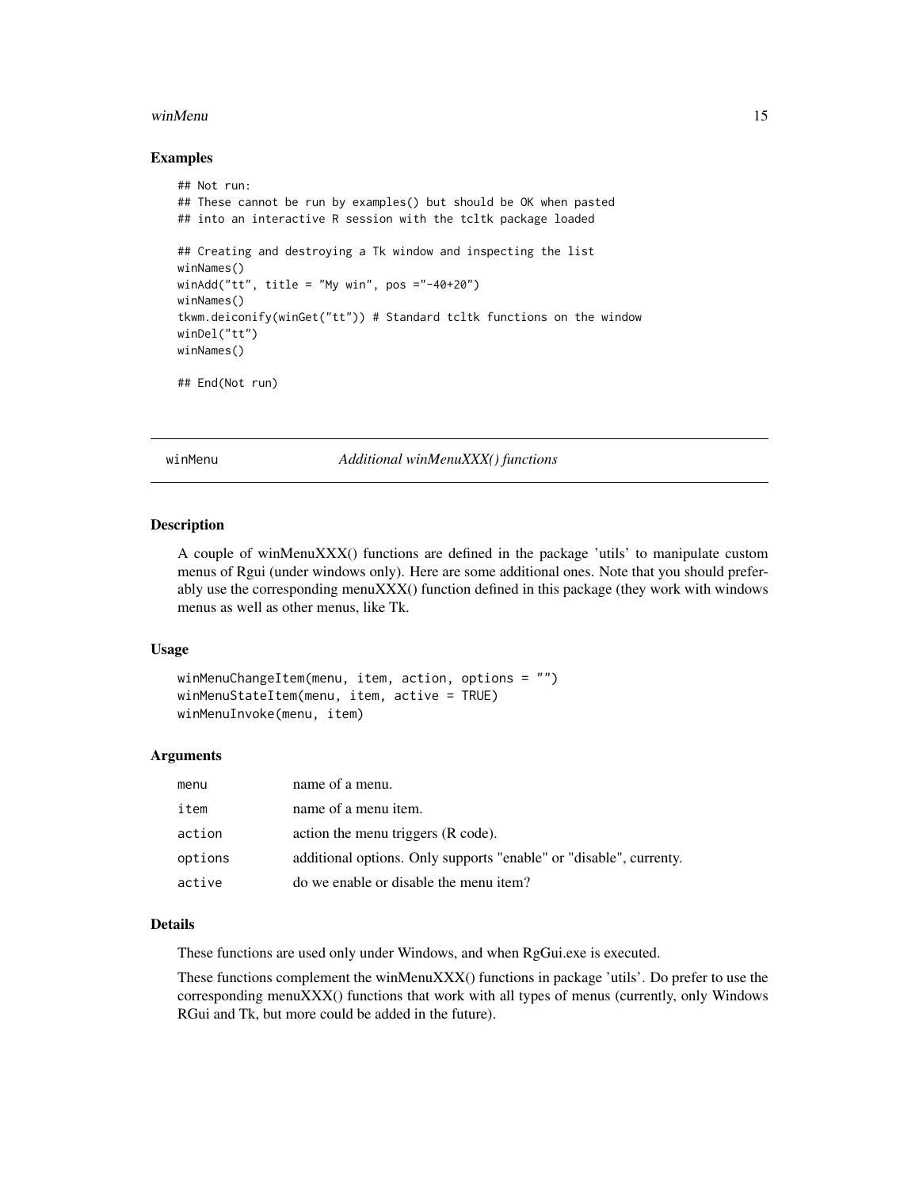### Examples

```
## Not run:
## These cannot be run by examples() but should be OK when pasted
## into an interactive R session with the tcltk package loaded

## Creating and destroying a Tk window and inspecting the list
winNames()
winAdd("tt", title = "My win", pos ="-40+20")
winNames()
tkwm.deiconify(winGet("tt")) # Standard tcltk functions on the window
winDel("tt")
winNames()

## End(Not run)
```

---

## winMenu — *Additional winMenuXXX() functions*

### Description

A couple of winMenuXXX() functions are defined in the package 'utils' to manipulate custom menus of Rgui (under windows only). Here are some additional ones. Note that you should preferably use the corresponding menuXXX() function defined in this package (they work with windows menus as well as other menus, like Tk.

### Usage

```
winMenuChangeItem(menu, item, action, options = "")
winMenuStateItem(menu, item, active = TRUE)
winMenuInvoke(menu, item)
```

### Arguments

| | |
|---|---|
| `menu` | name of a menu. |
| `item` | name of a menu item. |
| `action` | action the menu triggers (R code). |
| `options` | additional options. Only supports "enable" or "disable", currenty. |
| `active` | do we enable or disable the menu item? |

### Details

These functions are used only under Windows, and when RgGui.exe is executed.

These functions complement the winMenuXXX() functions in package 'utils'. Do prefer to use the corresponding menuXXX() functions that work with all types of menus (currently, only Windows RGui and Tk, but more could be added in the future).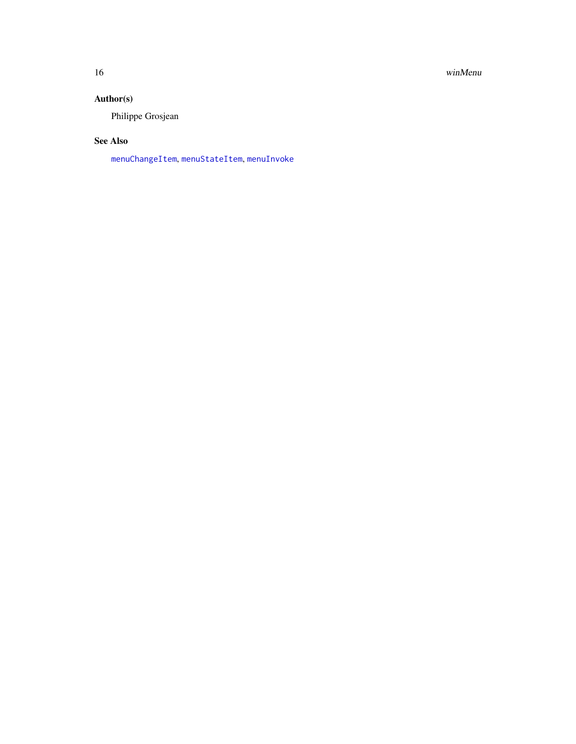## Author(s)

Philippe Grosjean

## See Also

`menuChangeItem`, `menuStateItem`, `menuInvoke`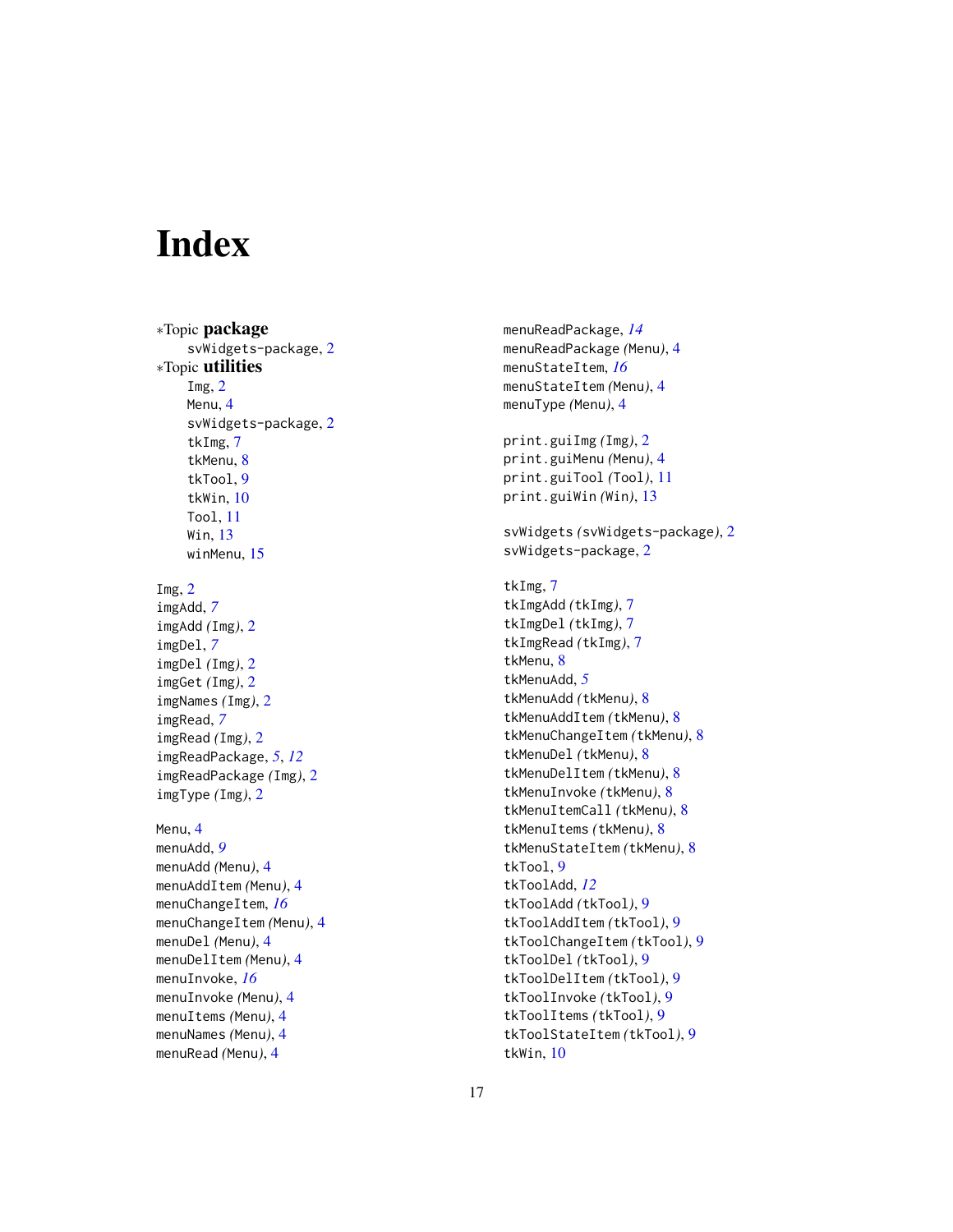# Index

*Topic **package**

svWidgets-package, 2

*Topic **utilities**

Img, 2
Menu, 4
svWidgets-package, 2
tkImg, 7
tkMenu, 8
tkTool, 9
tkWin, 10
Tool, 11
Win, 13
winMenu, 15

Img, 2
imgAdd, *7*
imgAdd *(Img)*, 2
imgDel, *7*
imgDel *(Img)*, 2
imgGet *(Img)*, 2
imgNames *(Img)*, 2
imgRead, *7*
imgRead *(Img)*, 2
imgReadPackage, *5*, *12*
imgReadPackage *(Img)*, 2
imgType *(Img)*, 2

Menu, 4
menuAdd, *9*
menuAdd *(Menu)*, 4
menuAddItem *(Menu)*, 4
menuChangeItem, *16*
menuChangeItem *(Menu)*, 4
menuDel *(Menu)*, 4
menuDelItem *(Menu)*, 4
menuInvoke, *16*
menuInvoke *(Menu)*, 4
menuItems *(Menu)*, 4
menuNames *(Menu)*, 4
menuRead *(Menu)*, 4
menuReadPackage, *14*
menuReadPackage *(Menu)*, 4
menuStateItem, *16*
menuStateItem *(Menu)*, 4
menuType *(Menu)*, 4

print.guiImg *(Img)*, 2
print.guiMenu *(Menu)*, 4
print.guiTool *(Tool)*, 11
print.guiWin *(Win)*, 13

svWidgets *(svWidgets-package)*, 2
svWidgets-package, 2

tkImg, 7
tkImgAdd *(tkImg)*, 7
tkImgDel *(tkImg)*, 7
tkImgRead *(tkImg)*, 7
tkMenu, 8
tkMenuAdd, *5*
tkMenuAdd *(tkMenu)*, 8
tkMenuAddItem *(tkMenu)*, 8
tkMenuChangeItem *(tkMenu)*, 8
tkMenuDel *(tkMenu)*, 8
tkMenuDelItem *(tkMenu)*, 8
tkMenuInvoke *(tkMenu)*, 8
tkMenuItemCall *(tkMenu)*, 8
tkMenuItems *(tkMenu)*, 8
tkMenuStateItem *(tkMenu)*, 8
tkTool, 9
tkToolAdd, *12*
tkToolAdd *(tkTool)*, 9
tkToolAddItem *(tkTool)*, 9
tkToolChangeItem *(tkTool)*, 9
tkToolDel *(tkTool)*, 9
tkToolDelItem *(tkTool)*, 9
tkToolInvoke *(tkTool)*, 9
tkToolItems *(tkTool)*, 9
tkToolStateItem *(tkTool)*, 9
tkWin, 10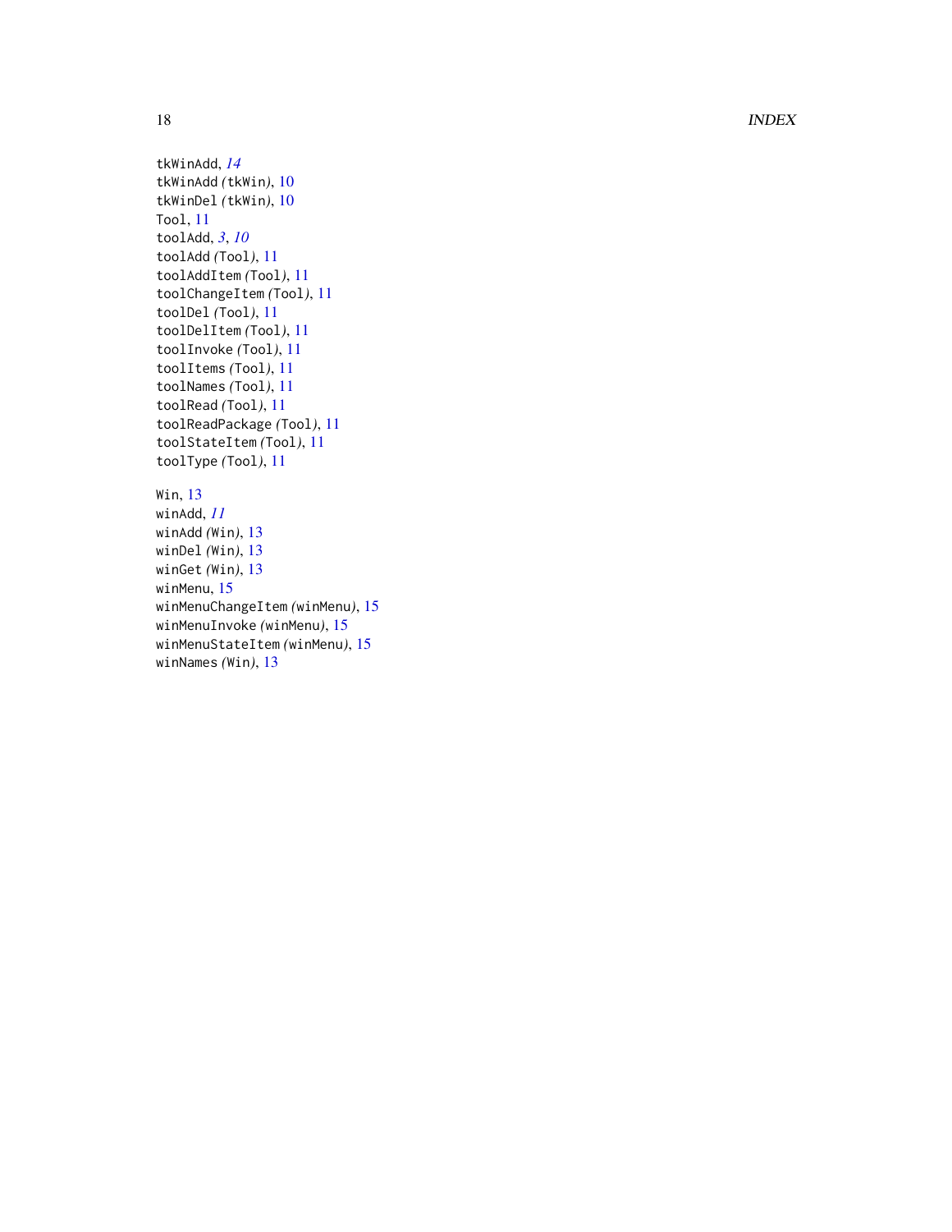tkWinAdd, *14*
tkWinAdd *(*tkWin*)*, 10
tkWinDel *(*tkWin*)*, 10
Tool, 11
toolAdd, *3*, *10*
toolAdd *(*Tool*)*, 11
toolAddItem *(*Tool*)*, 11
toolChangeItem *(*Tool*)*, 11
toolDel *(*Tool*)*, 11
toolDelItem *(*Tool*)*, 11
toolInvoke *(*Tool*)*, 11
toolItems *(*Tool*)*, 11
toolNames *(*Tool*)*, 11
toolRead *(*Tool*)*, 11
toolReadPackage *(*Tool*)*, 11
toolStateItem *(*Tool*)*, 11
toolType *(*Tool*)*, 11

Win, 13
winAdd, *11*
winAdd *(*Win*)*, 13
winDel *(*Win*)*, 13
winGet *(*Win*)*, 13
winMenu, 15
winMenuChangeItem *(*winMenu*)*, 15
winMenuInvoke *(*winMenu*)*, 15
winMenuStateItem *(*winMenu*)*, 15
winNames *(*Win*)*, 13